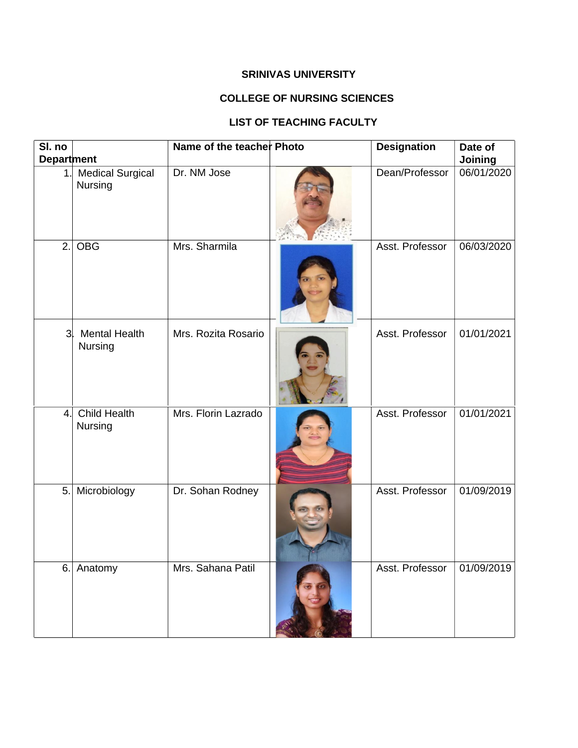**SRINIVAS UNIVERSITY**

**COLLEGE OF NURSING SCIENCES**

**LIST OF TEACHING FACULTY**

| Sl. no | Department | Name of the teacher | Photo | Designation | Date of Joining |
|---|---|---|---|---|---|
| 1. | Medical Surgical Nursing | Dr. NM Jose | | Dean/Professor | 06/01/2020 |
| 2. | OBG | Mrs. Sharmila | | Asst. Professor | 06/03/2020 |
| 3. | Mental Health Nursing | Mrs. Rozita Rosario | | Asst. Professor | 01/01/2021 |
| 4. | Child Health Nursing | Mrs. Florin Lazrado | | Asst. Professor | 01/01/2021 |
| 5. | Microbiology | Dr. Sohan Rodney | | Asst. Professor | 01/09/2019 |
| 6. | Anatomy | Mrs. Sahana Patil | | Asst. Professor | 01/09/2019 |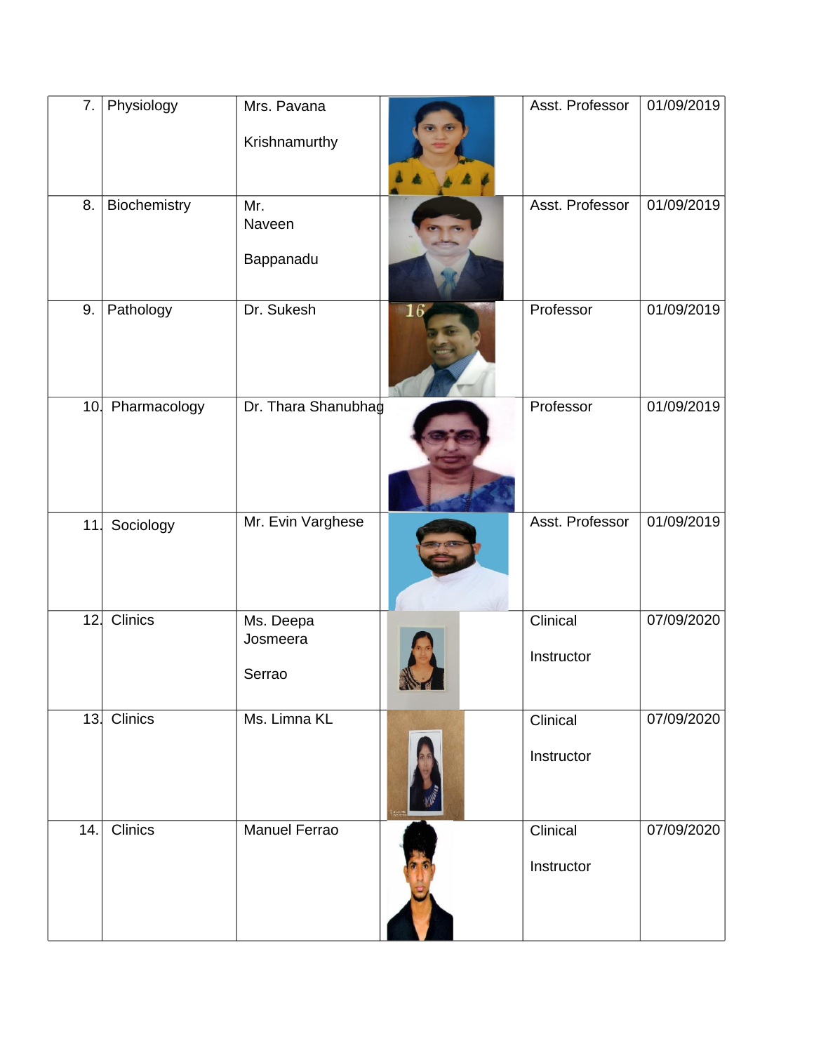| 7. | Physiology | Mrs. Pavana Krishnamurthy | | Asst. Professor | 01/09/2019 |
|---|---|---|---|---|---|
| 8. | Biochemistry | Mr. Naveen Bappanadu | | Asst. Professor | 01/09/2019 |
| 9. | Pathology | Dr. Sukesh | | Professor | 01/09/2019 |
| 10. | Pharmacology | Dr. Thara Shanubhag | | Professor | 01/09/2019 |
| 11. | Sociology | Mr. Evin Varghese | | Asst. Professor | 01/09/2019 |
| 12. | Clinics | Ms. Deepa Josmeera Serrao | | Clinical Instructor | 07/09/2020 |
| 13. | Clinics | Ms. Limna KL | | Clinical Instructor | 07/09/2020 |
| 14. | Clinics | Manuel Ferrao | | Clinical Instructor | 07/09/2020 |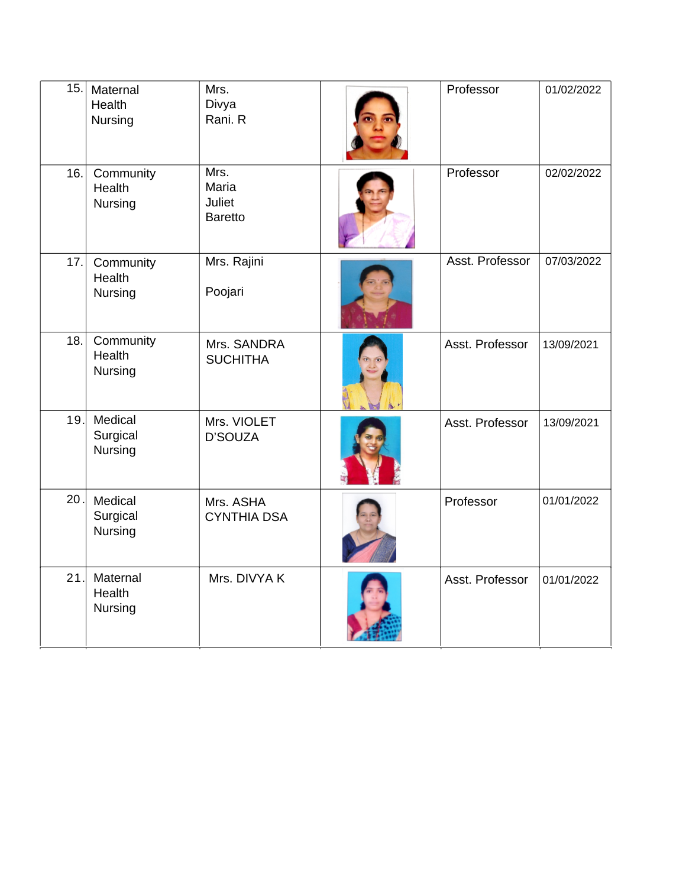| | | | | | |
|---|---|---|---|---|---|
| 15. | Maternal Health Nursing | Mrs. Divya Rani. R | | Professor | 01/02/2022 |
| 16. | Community Health Nursing | Mrs. Maria Juliet Baretto | | Professor | 02/02/2022 |
| 17. | Community Health Nursing | Mrs. Rajini Poojari | | Asst. Professor | 07/03/2022 |
| 18. | Community Health Nursing | Mrs. SANDRA SUCHITHA | | Asst. Professor | 13/09/2021 |
| 19. | Medical Surgical Nursing | Mrs. VIOLET D'SOUZA | | Asst. Professor | 13/09/2021 |
| 20. | Medical Surgical Nursing | Mrs. ASHA CYNTHIA DSA | | Professor | 01/01/2022 |
| 21. | Maternal Health Nursing | Mrs. DIVYA K | | Asst. Professor | 01/01/2022 |